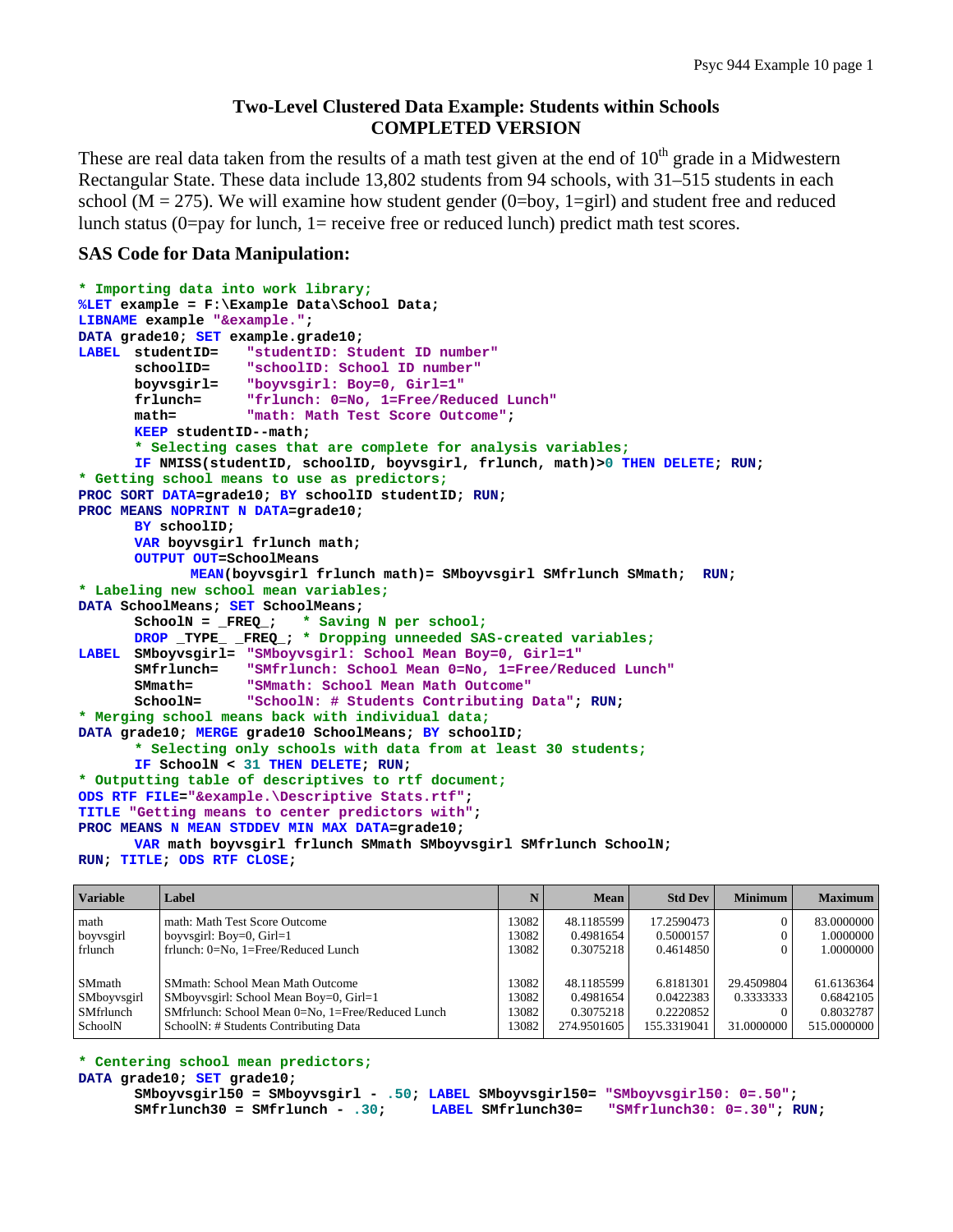# Two-Level Clustered Data Example: Students within Schools
## COMPLETED VERSION

These are real data taken from the results of a math test given at the end of 10th grade in a Midwestern Rectangular State. These data include 13,802 students from 94 schools, with 31–515 students in each school (M = 275). We will examine how student gender (0=boy, 1=girl) and student free and reduced lunch status (0=pay for lunch, 1= receive free or reduced lunch) predict math test scores.

### SAS Code for Data Manipulation:

```
* Importing data into work library;
%LET example = F:\Example Data\School Data;
LIBNAME example "&example.";
DATA grade10; SET example.grade10;
LABEL  studentID=    "studentID: Student ID number"
       schoolID=     "schoolID: School ID number"
       boyvsgirl=    "boyvsgirl: Boy=0, Girl=1"
       frlunch=      "frlunch: 0=No, 1=Free/Reduced Lunch"
       math=         "math: Math Test Score Outcome";
       KEEP studentID--math;
       * Selecting cases that are complete for analysis variables;
       IF NMISS(studentID, schoolID, boyvsgirl, frlunch, math)>0 THEN DELETE; RUN;
* Getting school means to use as predictors;
PROC SORT DATA=grade10; BY schoolID studentID; RUN;
PROC MEANS NOPRINT N DATA=grade10;
       BY schoolID;
       VAR boyvsgirl frlunch math;
       OUTPUT OUT=SchoolMeans
              MEAN(boyvsgirl frlunch math)= SMboyvsgirl SMfrlunch SMmath;  RUN;
* Labeling new school mean variables;
DATA SchoolMeans; SET SchoolMeans;
       SchoolN = _FREQ_;   * Saving N per school;
       DROP _TYPE_ _FREQ_; * Dropping unneeded SAS-created variables;
LABEL  SMboyvsgirl=  "SMboyvsgirl: School Mean Boy=0, Girl=1"
       SMfrlunch=    "SMfrlunch: School Mean 0=No, 1=Free/Reduced Lunch"
       SMmath=       "SMmath: School Mean Math Outcome"
       SchoolN=      "SchoolN: # Students Contributing Data"; RUN;
* Merging school means back with individual data;
DATA grade10; MERGE grade10 SchoolMeans; BY schoolID;
       * Selecting only schools with data from at least 30 students;
       IF SchoolN < 31 THEN DELETE; RUN;
* Outputting table of descriptives to rtf document;
ODS RTF FILE="&example.\Descriptive Stats.rtf";
TITLE "Getting means to center predictors with";
PROC MEANS N MEAN STDDEV MIN MAX DATA=grade10;
       VAR math boyvsgirl frlunch SMmath SMboyvsgirl SMfrlunch SchoolN;
RUN; TITLE; ODS RTF CLOSE;
```

| Variable | Label | N | Mean | Std Dev | Minimum | Maximum |
|---|---|---|---|---|---|---|
| math | math: Math Test Score Outcome | 13082 | 48.1185599 | 17.2590473 | 0 | 83.0000000 |
| boyvsgirl | boyvsgirl: Boy=0, Girl=1 | 13082 | 0.4981654 | 0.5000157 | 0 | 1.0000000 |
| frlunch | frlunch: 0=No, 1=Free/Reduced Lunch | 13082 | 0.3075218 | 0.4614850 | 0 | 1.0000000 |
| SMmath | SMmath: School Mean Math Outcome | 13082 | 48.1185599 | 6.8181301 | 29.4509804 | 61.6136364 |
| SMboyvsgirl | SMboyvsgirl: School Mean Boy=0, Girl=1 | 13082 | 0.4981654 | 0.0422383 | 0.3333333 | 0.6842105 |
| SMfrlunch | SMfrlunch: School Mean 0=No, 1=Free/Reduced Lunch | 13082 | 0.3075218 | 0.2220852 | 0 | 0.8032787 |
| SchoolN | SchoolN: # Students Contributing Data | 13082 | 274.9501605 | 155.3319041 | 31.0000000 | 515.0000000 |

```
* Centering school mean predictors;
DATA grade10; SET grade10;
       SMboyvsgirl50 = SMboyvsgirl - .50; LABEL SMboyvsgirl50= "SMboyvsgirl50: 0=.50";
       SMfrlunch30 = SMfrlunch - .30;     LABEL SMfrlunch30=   "SMfrlunch30: 0=.30"; RUN;
```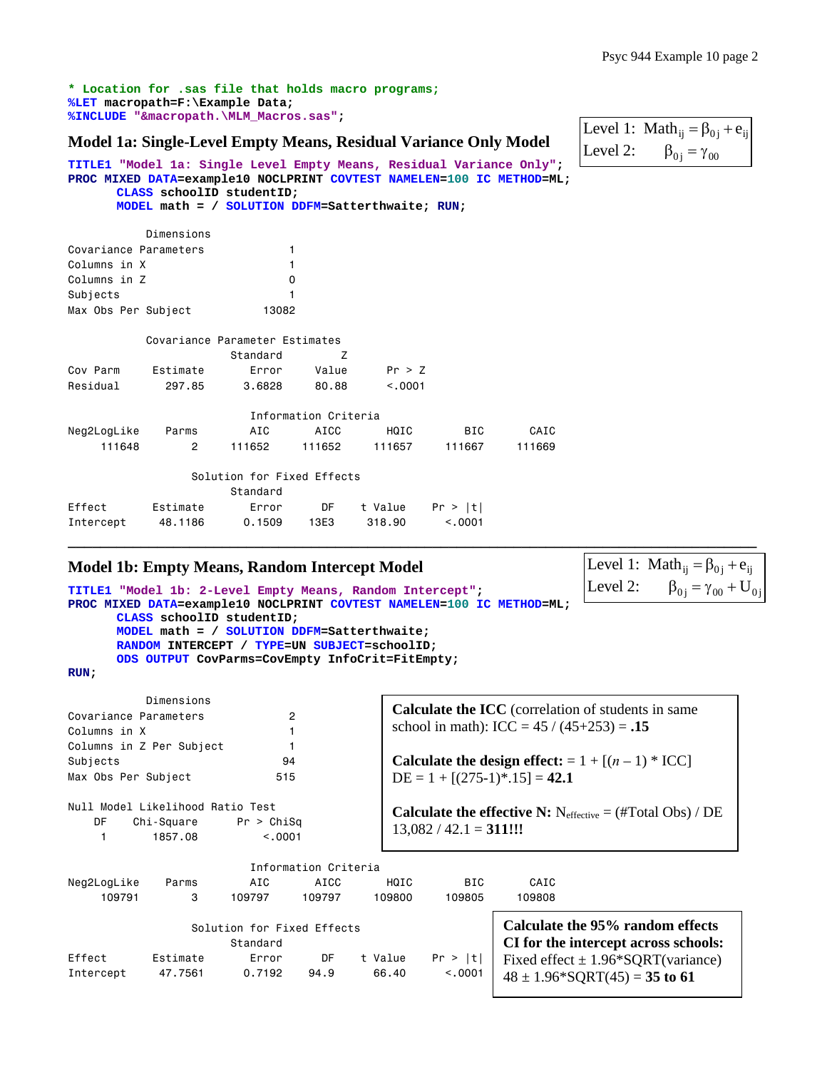```
* Location for .sas file that holds macro programs;
%LET macropath=F:\Example Data;
%INCLUDE "&macropath.\MLM_Macros.sas";
```

## Model 1a: Single-Level Empty Means, Residual Variance Only Model

$$\text{Level 1: } Math_{ij} = \beta_{0j} + e_{ij}$$
$$\text{Level 2: } \beta_{0j} = \gamma_{00}$$

```
TITLE1 "Model 1a: Single Level Empty Means, Residual Variance Only";
PROC MIXED DATA=example10 NOCLPRINT COVTEST NAMELEN=100 IC METHOD=ML;
      CLASS schoolID studentID;
      MODEL math = / SOLUTION DDFM=Satterthwaite; RUN;
```

```
            Dimensions
Covariance Parameters             1
Columns in X                      1
Columns in Z                      0
Subjects                          1
Max Obs Per Subject           13082

          Covariance Parameter Estimates
                     Standard         Z
Cov Parm    Estimate     Error     Value      Pr > Z
Residual      297.85    3.6828     80.88      <.0001

                       Information Criteria
Neg2LogLike    Parms      AIC       AICC      HQIC       BIC      CAIC
     111648        2   111652     111652    111657    111667    111669

                  Solution for Fixed Effects
                     Standard
Effect      Estimate     Error      DF    t Value    Pr > |t|
Intercept    48.1186    0.1509    13E3     318.90      <.0001
```

---

## Model 1b: Empty Means, Random Intercept Model

$$\text{Level 1: } Math_{ij} = \beta_{0j} + e_{ij}$$
$$\text{Level 2: } \beta_{0j} = \gamma_{00} + U_{0j}$$

```
TITLE1 "Model 1b: 2-Level Empty Means, Random Intercept";
PROC MIXED DATA=example10 NOCLPRINT COVTEST NAMELEN=100 IC METHOD=ML;
      CLASS schoolID studentID;
      MODEL math = / SOLUTION DDFM=Satterthwaite;
      RANDOM INTERCEPT / TYPE=UN SUBJECT=schoolID;
      ODS OUTPUT CovParms=CovEmpty InfoCrit=FitEmpty;
RUN;
```

```
            Dimensions
Covariance Parameters             2
Columns in X                      1
Columns in Z Per Subject          1
Subjects                         94
Max Obs Per Subject             515

Null Model Likelihood Ratio Test
    DF    Chi-Square      Pr > ChiSq
     1       1857.08          <.0001
```

**Calculate the ICC** (correlation of students in same school in math): ICC = 45 / (45+253) = **.15**

**Calculate the design effect:** = 1 + [(*n* – 1) * ICC]
DE = 1 + [(275-1)*.15] = **42.1**

**Calculate the effective N:** $N_{effective}$ = (#Total Obs) / DE
13,082 / 42.1 = **311!!!**

```
                       Information Criteria
Neg2LogLike    Parms      AIC       AICC      HQIC       BIC      CAIC
     109791        3   109797     109797    109800    109805    109808

                  Solution for Fixed Effects
                     Standard
Effect      Estimate     Error      DF    t Value    Pr > |t|
Intercept    47.7561    0.7192    94.9      66.40      <.0001
```

**Calculate the 95% random effects CI for the intercept across schools:**
Fixed effect ± 1.96*SQRT(variance)
48 ± 1.96*SQRT(45) = **35 to 61**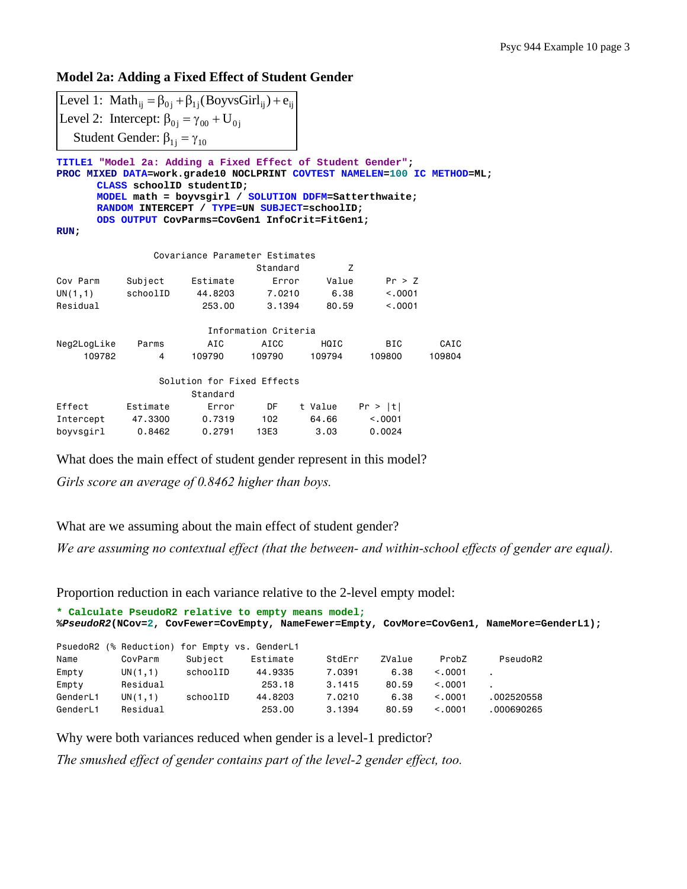## Model 2a: Adding a Fixed Effect of Student Gender

$$\text{Level 1: } \text{Math}_{ij} = \beta_{0j} + \beta_{1j}(\text{BoyvsGirl}_{ij}) + e_{ij}$$
$$\text{Level 2: Intercept: } \beta_{0j} = \gamma_{00} + U_{0j}$$
$$\text{Student Gender: } \beta_{1j} = \gamma_{10}$$

```
TITLE1 "Model 2a: Adding a Fixed Effect of Student Gender";
PROC MIXED DATA=work.grade10 NOCLPRINT COVTEST NAMELEN=100 IC METHOD=ML;
      CLASS schoolID studentID;
      MODEL math = boyvsgirl / SOLUTION DDFM=Satterthwaite;
      RANDOM INTERCEPT / TYPE=UN SUBJECT=schoolID;
      ODS OUTPUT CovParms=CovGen1 InfoCrit=FitGen1;
RUN;
```

Covariance Parameter Estimates

| Cov Parm | Subject | Estimate | Standard Error | Z Value | Pr > Z |
|---|---|---|---|---|---|
| UN(1,1) | schoolID | 44.8203 | 7.0210 | 6.38 | <.0001 |
| Residual | | 253.00 | 3.1394 | 80.59 | <.0001 |

Information Criteria

| Neg2LogLike | Parms | AIC | AICC | HQIC | BIC | CAIC |
|---|---|---|---|---|---|---|
| 109782 | 4 | 109790 | 109790 | 109794 | 109800 | 109804 |

Solution for Fixed Effects

| Effect | Estimate | Standard Error | DF | t Value | Pr > \|t\| |
|---|---|---|---|---|---|
| Intercept | 47.3300 | 0.7319 | 102 | 64.66 | <.0001 |
| boyvsgirl | 0.8462 | 0.2791 | 13E3 | 3.03 | 0.0024 |

What does the main effect of student gender represent in this model?

*Girls score an average of 0.8462 higher than boys.*

What are we assuming about the main effect of student gender?

*We are assuming no contextual effect (that the between- and within-school effects of gender are equal).*

Proportion reduction in each variance relative to the 2-level empty model:

```
* Calculate PseudoR2 relative to empty means model;
%PseudoR2(NCov=2, CovFewer=CovEmpty, NameFewer=Empty, CovMore=CovGen1, NameMore=GenderL1);
```

PsuedoR2 (% Reduction) for Empty vs. GenderL1

| Name | CovParm | Subject | Estimate | StdErr | ZValue | ProbZ | PseudoR2 |
|---|---|---|---|---|---|---|---|
| Empty | UN(1,1) | schoolID | 44.9335 | 7.0391 | 6.38 | <.0001 | . |
| Empty | Residual | | 253.18 | 3.1415 | 80.59 | <.0001 | . |
| GenderL1 | UN(1,1) | schoolID | 44.8203 | 7.0210 | 6.38 | <.0001 | .002520558 |
| GenderL1 | Residual | | 253.00 | 3.1394 | 80.59 | <.0001 | .000690265 |

Why were both variances reduced when gender is a level-1 predictor?

*The smushed effect of gender contains part of the level-2 gender effect, too.*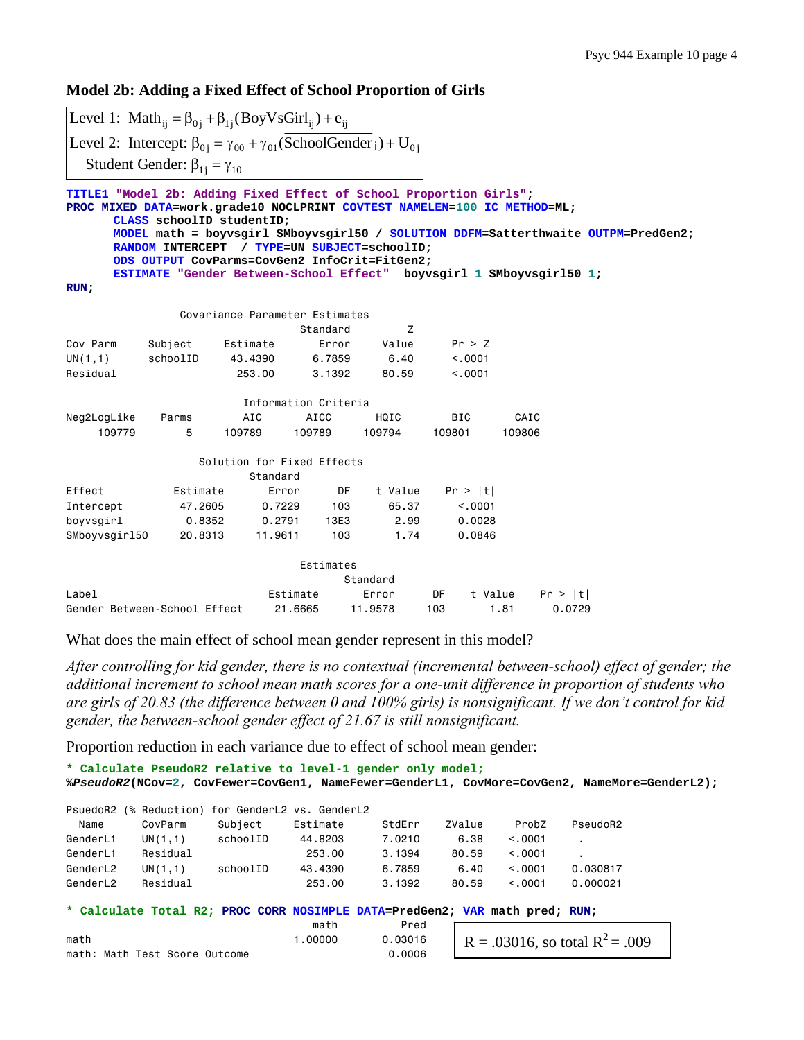## Model 2b: Adding a Fixed Effect of School Proportion of Girls

$$\text{Level 1: } \text{Math}_{ij} = \beta_{0j} + \beta_{1j}(\text{BoyVsGirl}_{ij}) + e_{ij}$$

$$\text{Level 2: Intercept: } \beta_{0j} = \gamma_{00} + \gamma_{01}(\overline{\text{SchoolGender}}_j) + U_{0j}$$

$$\text{Student Gender: } \beta_{1j} = \gamma_{10}$$

```
TITLE1 "Model 2b: Adding Fixed Effect of School Proportion Girls";
PROC MIXED DATA=work.grade10 NOCLPRINT COVTEST NAMELEN=100 IC METHOD=ML;
      CLASS schoolID studentID;
      MODEL math = boyvsgirl SMboyvsgirl50 / SOLUTION DDFM=Satterthwaite OUTPM=PredGen2;
      RANDOM INTERCEPT  / TYPE=UN SUBJECT=schoolID;
      ODS OUTPUT CovParms=CovGen2 InfoCrit=FitGen2;
      ESTIMATE "Gender Between-School Effect"  boyvsgirl 1 SMboyvsgirl50 1;
RUN;
```

```
                 Covariance Parameter Estimates
                                 Standard         Z
Cov Parm    Subject    Estimate     Error     Value      Pr > Z
UN(1,1)     schoolID    43.4390    6.7859      6.40      <.0001
Residual                 253.00    3.1392     80.59      <.0001

                          Information Criteria
Neg2LogLike     Parms       AIC      AICC       HQIC       BIC      CAIC
     109779         5    109789    109789     109794    109801    109806

                   Solution for Fixed Effects
                             Standard
Effect          Estimate       Error      DF    t Value    Pr > |t|
Intercept        47.2605      0.7229     103      65.37      <.0001
boyvsgirl         0.8352      0.2791    13E3       2.99      0.0028
SMboyvsgirl50    20.8313     11.9611     103       1.74      0.0846

                                 Estimates
                                         Standard
Label                           Estimate      Error     DF    t Value    Pr > |t|
Gender Between-School Effect     21.6665    11.9578    103       1.81      0.0729
```

What does the main effect of school mean gender represent in this model?

*After controlling for kid gender, there is no contextual (incremental between-school) effect of gender; the additional increment to school mean math scores for a one-unit difference in proportion of students who are girls of 20.83 (the difference between 0 and 100% girls) is nonsignificant. If we don't control for kid gender, the between-school gender effect of 21.67 is still nonsignificant.*

Proportion reduction in each variance due to effect of school mean gender:

```
* Calculate PseudoR2 relative to level-1 gender only model;
%PseudoR2(NCov=2, CovFewer=CovGen1, NameFewer=GenderL1, CovMore=CovGen2, NameMore=GenderL2);
```

```
PsuedoR2 (% Reduction) for GenderL2 vs. GenderL2
  Name       CovParm    Subject     Estimate     StdErr    ZValue     ProbZ    PseudoR2
GenderL1     UN(1,1)    schoolID     44.8203     7.0210      6.38    <.0001        .
GenderL1     Residual                 253.00     3.1394     80.59    <.0001        .
GenderL2     UN(1,1)    schoolID     43.4390     6.7859      6.40    <.0001    0.030817
GenderL2     Residual                 253.00     3.1392     80.59    <.0001    0.000021
```

```
* Calculate Total R2; PROC CORR NOSIMPLE DATA=PredGen2; VAR math pred; RUN;
```

```
                                    math        Pred
math                             1.00000     0.03016
math: Math Test Score Outcome                0.0006
```

R = .03016, so total $R^2$ = .009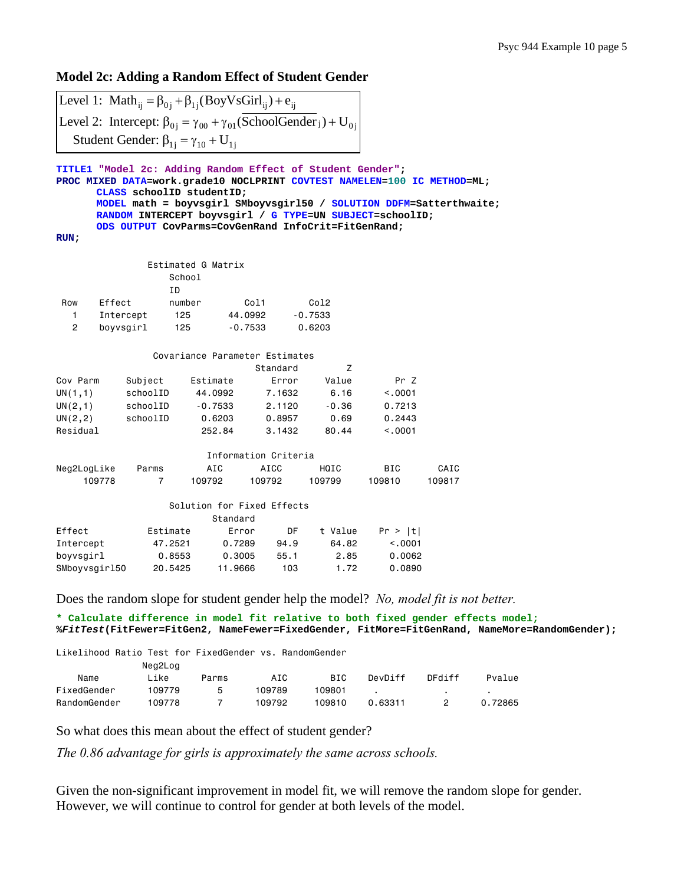### Model 2c: Adding a Random Effect of Student Gender

$$\text{Level 1: } \text{Math}_{ij} = \beta_{0j} + \beta_{1j}(\text{BoyVsGirl}_{ij}) + e_{ij}$$

$$\text{Level 2: Intercept: } \beta_{0j} = \gamma_{00} + \gamma_{01}(\overline{\text{SchoolGender}}_j) + U_{0j}$$

$$\text{Student Gender: } \beta_{1j} = \gamma_{10} + U_{1j}$$

```
TITLE1 "Model 2c: Adding Random Effect of Student Gender";
PROC MIXED DATA=work.grade10 NOCLPRINT COVTEST NAMELEN=100 IC METHOD=ML;
      CLASS schoolID studentID;
      MODEL math = boyvsgirl SMboyvsgirl50 / SOLUTION DDFM=Satterthwaite;
      RANDOM INTERCEPT boyvsgirl / G TYPE=UN SUBJECT=schoolID;
      ODS OUTPUT CovParms=CovGenRand InfoCrit=FitGenRand;
RUN;
```

Estimated G Matrix

| Row | Effect | School ID number | Col1 | Col2 |
|---|---|---|---|---|
| 1 | Intercept | 125 | 44.0992 | -0.7533 |
| 2 | boyvsgirl | 125 | -0.7533 | 0.6203 |

Covariance Parameter Estimates

| Cov Parm | Subject | Estimate | Standard Error | Z Value | Pr Z |
|---|---|---|---|---|---|
| UN(1,1) | schoolID | 44.0992 | 7.1632 | 6.16 | <.0001 |
| UN(2,1) | schoolID | -0.7533 | 2.1120 | -0.36 | 0.7213 |
| UN(2,2) | schoolID | 0.6203 | 0.8957 | 0.69 | 0.2443 |
| Residual | | 252.84 | 3.1432 | 80.44 | <.0001 |

Information Criteria

| Neg2LogLike | Parms | AIC | AICC | HQIC | BIC | CAIC |
|---|---|---|---|---|---|---|
| 109778 | 7 | 109792 | 109792 | 109799 | 109810 | 109817 |

Solution for Fixed Effects

| Effect | Estimate | Standard Error | DF | t Value | Pr > \|t\| |
|---|---|---|---|---|---|
| Intercept | 47.2521 | 0.7289 | 94.9 | 64.82 | <.0001 |
| boyvsgirl | 0.8553 | 0.3005 | 55.1 | 2.85 | 0.0062 |
| SMboyvsgirl50 | 20.5425 | 11.9666 | 103 | 1.72 | 0.0890 |

Does the random slope for student gender help the model? *No, model fit is not better.*

```
* Calculate difference in model fit relative to both fixed gender effects model;
%FitTest(FitFewer=FitGen2, NameFewer=FixedGender, FitMore=FitGenRand, NameMore=RandomGender);
```

Likelihood Ratio Test for FixedGender vs. RandomGender

| Name | Neg2Log Like | Parms | AIC | BIC | DevDiff | DFdiff | Pvalue |
|---|---|---|---|---|---|---|---|
| FixedGender | 109779 | 5 | 109789 | 109801 | . | . | . |
| RandomGender | 109778 | 7 | 109792 | 109810 | 0.63311 | 2 | 0.72865 |

So what does this mean about the effect of student gender?

*The 0.86 advantage for girls is approximately the same across schools.*

Given the non-significant improvement in model fit, we will remove the random slope for gender. However, we will continue to control for gender at both levels of the model.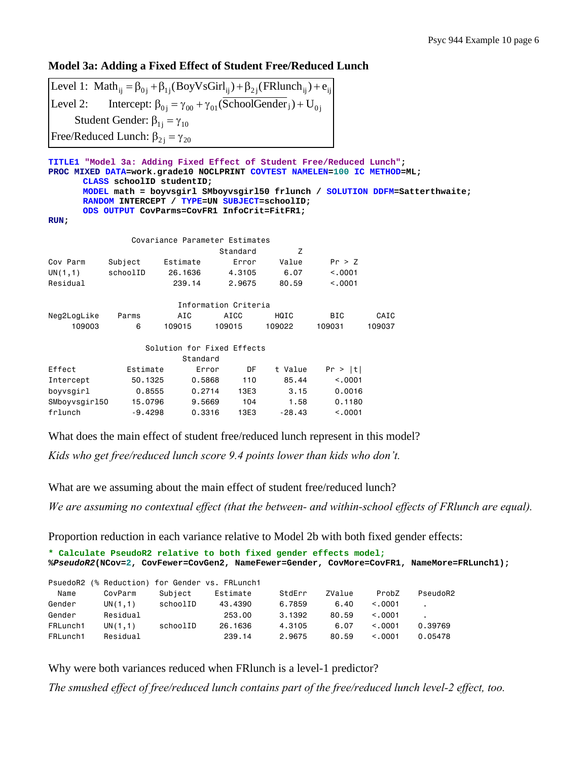## Model 3a: Adding a Fixed Effect of Student Free/Reduced Lunch

$$\text{Level 1: } \text{Math}_{ij} = \beta_{0j} + \beta_{1j}(\text{BoyVsGirl}_{ij}) + \beta_{2j}(\text{FRlunch}_{ij}) + e_{ij}$$

$$\text{Level 2: } \quad \text{Intercept: } \beta_{0j} = \gamma_{00} + \gamma_{01}(\overline{\text{SchoolGender}}_j) + U_{0j}$$

$$\text{Student Gender: } \beta_{1j} = \gamma_{10}$$

$$\text{Free/Reduced Lunch: } \beta_{2j} = \gamma_{20}$$

```
TITLE1 "Model 3a: Adding Fixed Effect of Student Free/Reduced Lunch";
PROC MIXED DATA=work.grade10 NOCLPRINT COVTEST NAMELEN=100 IC METHOD=ML;
      CLASS schoolID studentID;
      MODEL math = boyvsgirl SMboyvsgirl50 frlunch / SOLUTION DDFM=Satterthwaite;
      RANDOM INTERCEPT / TYPE=UN SUBJECT=schoolID;
      ODS OUTPUT CovParms=CovFR1 InfoCrit=FitFR1;
RUN;
```

Covariance Parameter Estimates

| Cov Parm | Subject | Estimate | Standard Error | Z Value | Pr > Z |
|---|---|---|---|---|---|
| UN(1,1) | schoolID | 26.1636 | 4.3105 | 6.07 | <.0001 |
| Residual | | 239.14 | 2.9675 | 80.59 | <.0001 |

Information Criteria

| Neg2LogLike | Parms | AIC | AICC | HQIC | BIC | CAIC |
|---|---|---|---|---|---|---|
| 109003 | 6 | 109015 | 109015 | 109022 | 109031 | 109037 |

Solution for Fixed Effects

| Effect | Estimate | Standard Error | DF | t Value | Pr > \|t\| |
|---|---|---|---|---|---|
| Intercept | 50.1325 | 0.5868 | 110 | 85.44 | <.0001 |
| boyvsgirl | 0.8555 | 0.2714 | 13E3 | 3.15 | 0.0016 |
| SMboyvsgirl50 | 15.0796 | 9.5669 | 104 | 1.58 | 0.1180 |
| frlunch | -9.4298 | 0.3316 | 13E3 | -28.43 | <.0001 |

What does the main effect of student free/reduced lunch represent in this model?

*Kids who get free/reduced lunch score 9.4 points lower than kids who don't.*

What are we assuming about the main effect of student free/reduced lunch?

*We are assuming no contextual effect (that the between- and within-school effects of FRlunch are equal).*

Proportion reduction in each variance relative to Model 2b with both fixed gender effects:

```
* Calculate PseudoR2 relative to both fixed gender effects model;
%PseudoR2(NCov=2, CovFewer=CovGen2, NameFewer=Gender, CovMore=CovFR1, NameMore=FRLunch1);
```

PsuedoR2 (% Reduction) for Gender vs. FRLunch1

| Name | CovParm | Subject | Estimate | StdErr | ZValue | ProbZ | PseudoR2 |
|---|---|---|---|---|---|---|---|
| Gender | UN(1,1) | schoolID | 43.4390 | 6.7859 | 6.40 | <.0001 | . |
| Gender | Residual | | 253.00 | 3.1392 | 80.59 | <.0001 | . |
| FRLunch1 | UN(1,1) | schoolID | 26.1636 | 4.3105 | 6.07 | <.0001 | 0.39769 |
| FRLunch1 | Residual | | 239.14 | 2.9675 | 80.59 | <.0001 | 0.05478 |

Why were both variances reduced when FRlunch is a level-1 predictor?

*The smushed effect of free/reduced lunch contains part of the free/reduced lunch level-2 effect, too.*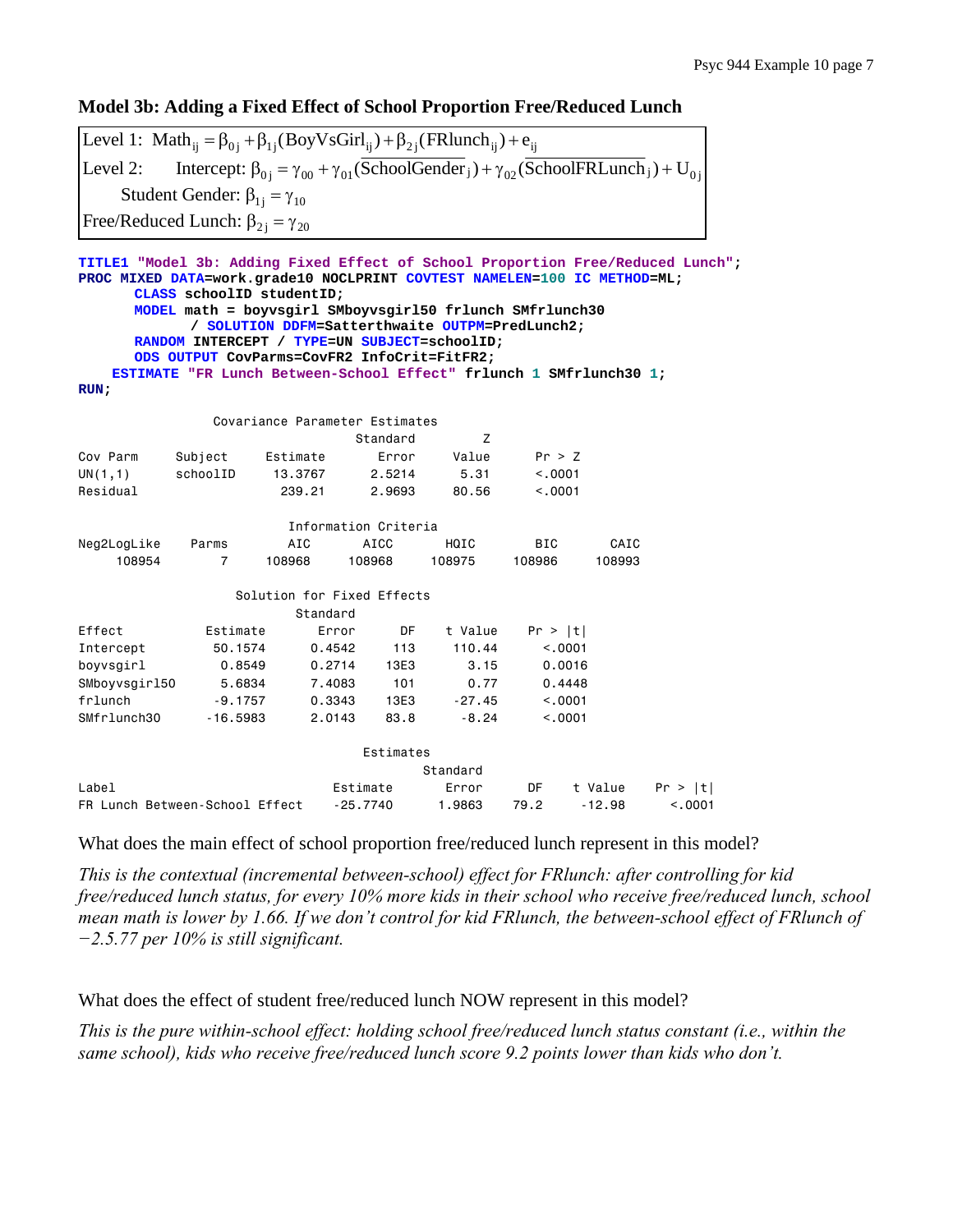**Model 3b: Adding a Fixed Effect of School Proportion Free/Reduced Lunch**

$$\text{Level 1: } \text{Math}_{ij} = \beta_{0j} + \beta_{1j}(\text{BoyVsGirl}_{ij}) + \beta_{2j}(\text{FRlunch}_{ij}) + e_{ij}$$

$$\text{Level 2: } \quad \text{Intercept: } \beta_{0j} = \gamma_{00} + \gamma_{01}(\overline{\text{SchoolGender}}_j) + \gamma_{02}(\overline{\text{SchoolFRLunch}}_j) + U_{0j}$$

$$\text{Student Gender: } \beta_{1j} = \gamma_{10}$$

$$\text{Free/Reduced Lunch: } \beta_{2j} = \gamma_{20}$$

```
TITLE1 "Model 3b: Adding Fixed Effect of School Proportion Free/Reduced Lunch";
PROC MIXED DATA=work.grade10 NOCLPRINT COVTEST NAMELEN=100 IC METHOD=ML;
      CLASS schoolID studentID;
      MODEL math = boyvsgirl SMboyvsgirl50 frlunch SMfrlunch30
            / SOLUTION DDFM=Satterthwaite OUTPM=PredLunch2;
      RANDOM INTERCEPT / TYPE=UN SUBJECT=schoolID;
      ODS OUTPUT CovParms=CovFR2 InfoCrit=FitFR2;
    ESTIMATE "FR Lunch Between-School Effect" frlunch 1 SMfrlunch30 1;
RUN;
```

```
                Covariance Parameter Estimates
                                Standard         Z
Cov Parm     Subject     Estimate      Error     Value      Pr > Z
UN(1,1)      schoolID     13.3767     2.5214      5.31      <.0001
Residual                   239.21     2.9693     80.56      <.0001

                       Information Criteria
Neg2LogLike    Parms       AIC       AICC      HQIC       BIC      CAIC
     108954        7    108968     108968    108975    108986    108993

                   Solution for Fixed Effects
                             Standard
Effect           Estimate       Error      DF    t Value    Pr > |t|
Intercept         50.1574      0.4542     113     110.44      <.0001
boyvsgirl          0.8549      0.2714    13E3       3.15      0.0016
SMboyvsgirl50      5.6834      7.4083     101       0.77      0.4448
frlunch           -9.1757      0.3343    13E3     -27.45      <.0001
SMfrlunch30      -16.5983      2.0143    83.8      -8.24      <.0001

                                    Estimates
                                             Standard
Label                              Estimate       Error      DF    t Value    Pr > |t|
FR Lunch Between-School Effect     -25.7740      1.9863    79.2     -12.98      <.0001
```

What does the main effect of school proportion free/reduced lunch represent in this model?

*This is the contextual (incremental between-school) effect for FRlunch: after controlling for kid free/reduced lunch status, for every 10% more kids in their school who receive free/reduced lunch, school mean math is lower by 1.66. If we don't control for kid FRlunch, the between-school effect of FRlunch of −2.5.77 per 10% is still significant.*

What does the effect of student free/reduced lunch NOW represent in this model?

*This is the pure within-school effect: holding school free/reduced lunch status constant (i.e., within the same school), kids who receive free/reduced lunch score 9.2 points lower than kids who don't.*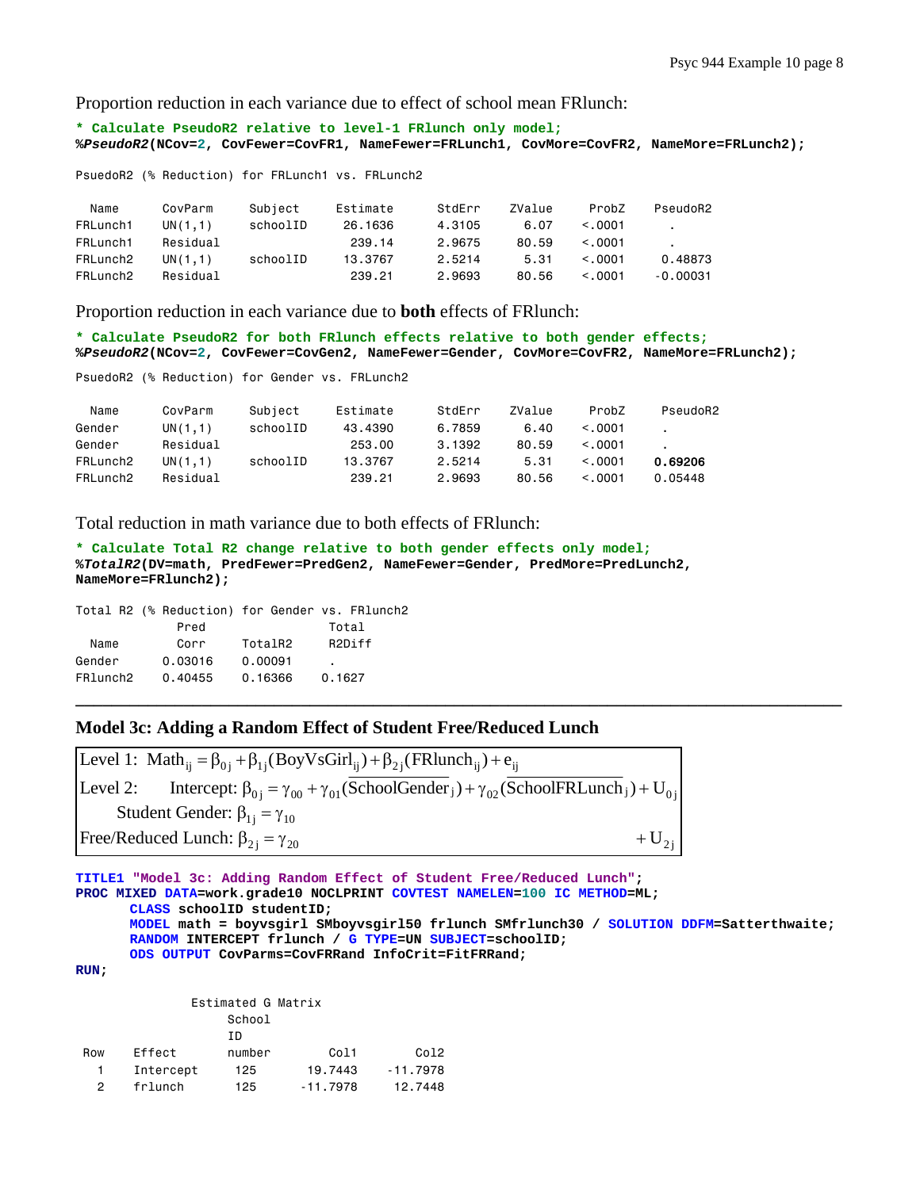Proportion reduction in each variance due to effect of school mean FRlunch:

```
* Calculate PseudoR2 relative to level-1 FRlunch only model;
%PseudoR2(NCov=2, CovFewer=CovFR1, NameFewer=FRLunch1, CovMore=CovFR2, NameMore=FRLunch2);
```

PsuedoR2 (% Reduction) for FRLunch1 vs. FRLunch2

| Name | CovParm | Subject | Estimate | StdErr | ZValue | ProbZ | PseudoR2 |
|---|---|---|---|---|---|---|---|
| FRLunch1 | UN(1,1) | schoolID | 26.1636 | 4.3105 | 6.07 | <.0001 | . |
| FRLunch1 | Residual | | 239.14 | 2.9675 | 80.59 | <.0001 | . |
| FRLunch2 | UN(1,1) | schoolID | 13.3767 | 2.5214 | 5.31 | <.0001 | 0.48873 |
| FRLunch2 | Residual | | 239.21 | 2.9693 | 80.56 | <.0001 | -0.00031 |

Proportion reduction in each variance due to **both** effects of FRlunch:

```
* Calculate PseudoR2 for both FRlunch effects relative to both gender effects;
%PseudoR2(NCov=2, CovFewer=CovGen2, NameFewer=Gender, CovMore=CovFR2, NameMore=FRLunch2);
```

PsuedoR2 (% Reduction) for Gender vs. FRLunch2

| Name | CovParm | Subject | Estimate | StdErr | ZValue | ProbZ | PseudoR2 |
|---|---|---|---|---|---|---|---|
| Gender | UN(1,1) | schoolID | 43.4390 | 6.7859 | 6.40 | <.0001 | . |
| Gender | Residual | | 253.00 | 3.1392 | 80.59 | <.0001 | . |
| FRLunch2 | UN(1,1) | schoolID | 13.3767 | 2.5214 | 5.31 | <.0001 | **0.69206** |
| FRLunch2 | Residual | | 239.21 | 2.9693 | 80.56 | <.0001 | 0.05448 |

Total reduction in math variance due to both effects of FRlunch:

```
* Calculate Total R2 change relative to both gender effects only model;
%TotalR2(DV=math, PredFewer=PredGen2, NameFewer=Gender, PredMore=PredLunch2,
NameMore=FRlunch2);
```

Total R2 (% Reduction) for Gender vs. FRlunch2

| Name | Pred Corr | TotalR2 | Total R2Diff |
|---|---|---|---|
| Gender | 0.03016 | 0.00091 | . |
| FRlunch2 | 0.40455 | 0.16366 | 0.1627 |

---

## Model 3c: Adding a Random Effect of Student Free/Reduced Lunch

Level 1: $\text{Math}_{ij} = \beta_{0j} + \beta_{1j}(\text{BoyVsGirl}_{ij}) + \beta_{2j}(\text{FRlunch}_{ij}) + e_{ij}$

Level 2: Intercept: $\beta_{0j} = \gamma_{00} + \gamma_{01}(\overline{\text{SchoolGender}}_j) + \gamma_{02}(\overline{\text{SchoolFRLunch}}_j) + U_{0j}$

Student Gender: $\beta_{1j} = \gamma_{10}$

Free/Reduced Lunch: $\beta_{2j} = \gamma_{20} + U_{2j}$

```
TITLE1 "Model 3c: Adding Random Effect of Student Free/Reduced Lunch";
PROC MIXED DATA=work.grade10 NOCLPRINT COVTEST NAMELEN=100 IC METHOD=ML;
      CLASS schoolID studentID;
      MODEL math = boyvsgirl SMboyvsgirl50 frlunch SMfrlunch30 / SOLUTION DDFM=Satterthwaite;
      RANDOM INTERCEPT frlunch / G TYPE=UN SUBJECT=schoolID;
      ODS OUTPUT CovParms=CovFRRand InfoCrit=FitFRRand;
RUN;
```

Estimated G Matrix

| Row | Effect | School ID number | Col1 | Col2 |
|---|---|---|---|---|
| 1 | Intercept | 125 | 19.7443 | -11.7978 |
| 2 | frlunch | 125 | -11.7978 | 12.7448 |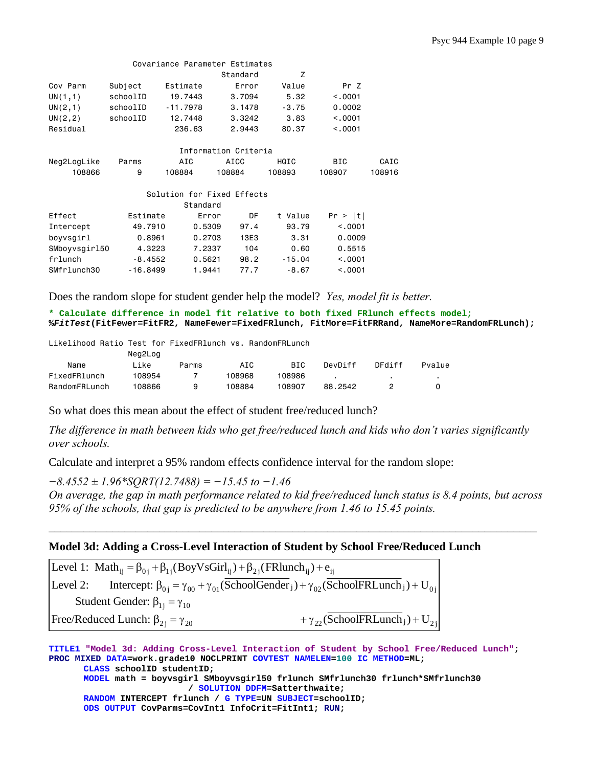Covariance Parameter Estimates

| Cov Parm | Subject | Estimate | Standard Error | Z Value | Pr Z |
|---|---|---|---|---|---|
| UN(1,1) | schoolID | 19.7443 | 3.7094 | 5.32 | <.0001 |
| UN(2,1) | schoolID | -11.7978 | 3.1478 | -3.75 | 0.0002 |
| UN(2,2) | schoolID | 12.7448 | 3.3242 | 3.83 | <.0001 |
| Residual | | 236.63 | 2.9443 | 80.37 | <.0001 |

Information Criteria

| Neg2LogLike | Parms | AIC | AICC | HQIC | BIC | CAIC |
|---|---|---|---|---|---|---|
| 108866 | 9 | 108884 | 108884 | 108893 | 108907 | 108916 |

Solution for Fixed Effects

| Effect | Estimate | Standard Error | DF | t Value | Pr > \|t\| |
|---|---|---|---|---|---|
| Intercept | 49.7910 | 0.5309 | 97.4 | 93.79 | <.0001 |
| boyvsgirl | 0.8961 | 0.2703 | 13E3 | 3.31 | 0.0009 |
| SMboyvsgirl50 | 4.3223 | 7.2337 | 104 | 0.60 | 0.5515 |
| frlunch | -8.4552 | 0.5621 | 98.2 | -15.04 | <.0001 |
| SMfrlunch30 | -16.8499 | 1.9441 | 77.7 | -8.67 | <.0001 |

Does the random slope for student gender help the model? *Yes, model fit is better.*

```
* Calculate difference in model fit relative to both fixed FRlunch effects model;
%FitTest(FitFewer=FitFR2, NameFewer=FixedFRlunch, FitMore=FitFRRand, NameMore=RandomFRLunch);
```

Likelihood Ratio Test for FixedFRlunch vs. RandomFRLunch

| Name | Neg2Log Like | Parms | AIC | BIC | DevDiff | DFdiff | Pvalue |
|---|---|---|---|---|---|---|---|
| FixedFRlunch | 108954 | 7 | 108968 | 108986 | . | . | . |
| RandomFRLunch | 108866 | 9 | 108884 | 108907 | 88.2542 | 2 | 0 |

So what does this mean about the effect of student free/reduced lunch?

*The difference in math between kids who get free/reduced lunch and kids who don't varies significantly over schools.*

Calculate and interpret a 95% random effects confidence interval for the random slope:

*−8.4552 ± 1.96\*SQRT(12.7488) = −15.45 to −1.46*
*On average, the gap in math performance related to kid free/reduced lunch status is 8.4 points, but across 95% of the schools, that gap is predicted to be anywhere from 1.46 to 15.45 points.*

---

## Model 3d: Adding a Cross-Level Interaction of Student by School Free/Reduced Lunch

$$\text{Level 1: } \text{Math}_{ij} = \beta_{0j} + \beta_{1j}(\text{BoyVsGirl}_{ij}) + \beta_{2j}(\text{FRlunch}_{ij}) + e_{ij}$$

$$\text{Level 2: Intercept: } \beta_{0j} = \gamma_{00} + \gamma_{01}(\overline{\text{SchoolGender}}_j) + \gamma_{02}(\overline{\text{SchoolFRLunch}}_j) + U_{0j}$$

$$\text{Student Gender: } \beta_{1j} = \gamma_{10}$$

$$\text{Free/Reduced Lunch: } \beta_{2j} = \gamma_{20} + \gamma_{22}(\overline{\text{SchoolFRLunch}}_j) + U_{2j}$$

```
TITLE1 "Model 3d: Adding Cross-Level Interaction of Student by School Free/Reduced Lunch";
PROC MIXED DATA=work.grade10 NOCLPRINT COVTEST NAMELEN=100 IC METHOD=ML;
      CLASS schoolID studentID;
      MODEL math = boyvsgirl SMboyvsgirl50 frlunch SMfrlunch30 frlunch*SMfrlunch30
                   / SOLUTION DDFM=Satterthwaite;
      RANDOM INTERCEPT frlunch / G TYPE=UN SUBJECT=schoolID;
      ODS OUTPUT CovParms=CovInt1 InfoCrit=FitInt1; RUN;
```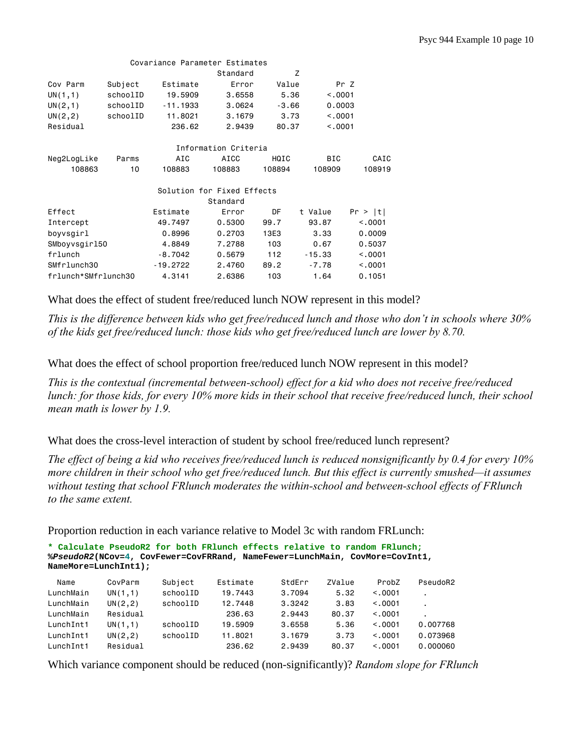Covariance Parameter Estimates

| Cov Parm | Subject | Estimate | Standard Error | Z Value | Pr Z |
|---|---|---|---|---|---|
| UN(1,1) | schoolID | 19.5909 | 3.6558 | 5.36 | <.0001 |
| UN(2,1) | schoolID | -11.1933 | 3.0624 | -3.66 | 0.0003 |
| UN(2,2) | schoolID | 11.8021 | 3.1679 | 3.73 | <.0001 |
| Residual | | 236.62 | 2.9439 | 80.37 | <.0001 |

Information Criteria

| Neg2LogLike | Parms | AIC | AICC | HQIC | BIC | CAIC |
|---|---|---|---|---|---|---|
| 108863 | 10 | 108883 | 108883 | 108894 | 108909 | 108919 |

Solution for Fixed Effects

| Effect | Estimate | Standard Error | DF | t Value | Pr > \|t\| |
|---|---|---|---|---|---|
| Intercept | 49.7497 | 0.5300 | 99.7 | 93.87 | <.0001 |
| boyvsgirl | 0.8996 | 0.2703 | 13E3 | 3.33 | 0.0009 |
| SMboyvsgirl50 | 4.8849 | 7.2788 | 103 | 0.67 | 0.5037 |
| frlunch | -8.7042 | 0.5679 | 112 | -15.33 | <.0001 |
| SMfrlunch30 | -19.2722 | 2.4760 | 89.2 | -7.78 | <.0001 |
| frlunch*SMfrlunch30 | 4.3141 | 2.6386 | 103 | 1.64 | 0.1051 |

What does the effect of student free/reduced lunch NOW represent in this model?

*This is the difference between kids who get free/reduced lunch and those who don't in schools where 30% of the kids get free/reduced lunch: those kids who get free/reduced lunch are lower by 8.70.*

What does the effect of school proportion free/reduced lunch NOW represent in this model?

*This is the contextual (incremental between-school) effect for a kid who does not receive free/reduced lunch: for those kids, for every 10% more kids in their school that receive free/reduced lunch, their school mean math is lower by 1.9.*

What does the cross-level interaction of student by school free/reduced lunch represent?

*The effect of being a kid who receives free/reduced lunch is reduced nonsignificantly by 0.4 for every 10% more children in their school who get free/reduced lunch. But this effect is currently smushed—it assumes without testing that school FRlunch moderates the within-school and between-school effects of FRlunch to the same extent.*

Proportion reduction in each variance relative to Model 3c with random FRLunch:

```
* Calculate PseudoR2 for both FRlunch effects relative to random FRlunch;
%PseudoR2(NCov=4, CovFewer=CovFRRand, NameFewer=LunchMain, CovMore=CovInt1,
NameMore=LunchInt1);
```

| Name | CovParm | Subject | Estimate | StdErr | ZValue | ProbZ | PseudoR2 |
|---|---|---|---|---|---|---|---|
| LunchMain | UN(1,1) | schoolID | 19.7443 | 3.7094 | 5.32 | <.0001 | . |
| LunchMain | UN(2,2) | schoolID | 12.7448 | 3.3242 | 3.83 | <.0001 | . |
| LunchMain | Residual | | 236.63 | 2.9443 | 80.37 | <.0001 | . |
| LunchInt1 | UN(1,1) | schoolID | 19.5909 | 3.6558 | 5.36 | <.0001 | 0.007768 |
| LunchInt1 | UN(2,2) | schoolID | 11.8021 | 3.1679 | 3.73 | <.0001 | 0.073968 |
| LunchInt1 | Residual | | 236.62 | 2.9439 | 80.37 | <.0001 | 0.000060 |

Which variance component should be reduced (non-significantly)? *Random slope for FRlunch*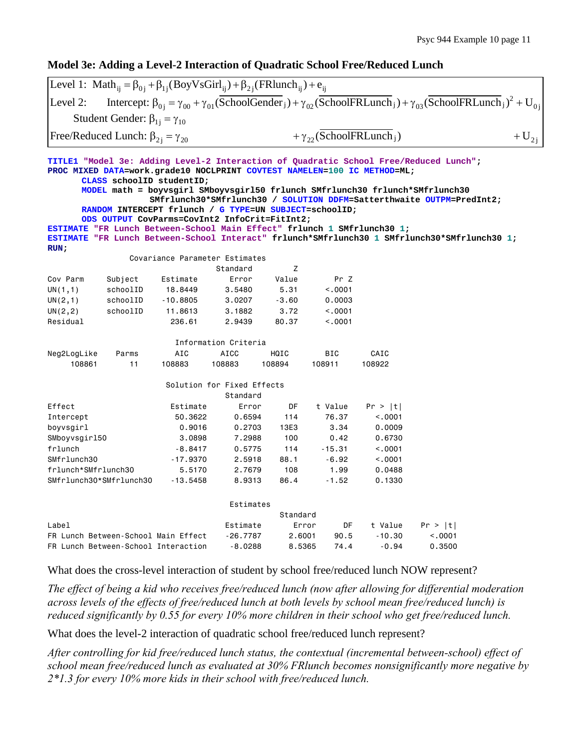### Model 3e: Adding a Level-2 Interaction of Quadratic School Free/Reduced Lunch

$$\text{Level 1: } \text{Math}_{ij} = \beta_{0j} + \beta_{1j}(\text{BoyVsGirl}_{ij}) + \beta_{2j}(\text{FRlunch}_{ij}) + e_{ij}$$

$$\text{Level 2: Intercept: } \beta_{0j} = \gamma_{00} + \gamma_{01}(\overline{\text{SchoolGender}}_j) + \gamma_{02}(\overline{\text{SchoolFRLunch}}_j) + \gamma_{03}(\overline{\text{SchoolFRLunch}}_j)^2 + U_{0j}$$

$$\text{Student Gender: } \beta_{1j} = \gamma_{10}$$

$$\text{Free/Reduced Lunch: } \beta_{2j} = \gamma_{20} + \gamma_{22}(\overline{\text{SchoolFRLunch}}_j) + U_{2j}$$

```
TITLE1 "Model 3e: Adding Level-2 Interaction of Quadratic School Free/Reduced Lunch";
PROC MIXED DATA=work.grade10 NOCLPRINT COVTEST NAMELEN=100 IC METHOD=ML;
      CLASS schoolID studentID;
      MODEL math = boyvsgirl SMboyvsgirl50 frlunch SMfrlunch30 frlunch*SMfrlunch30
                   SMfrlunch30*SMfrlunch30 / SOLUTION DDFM=Satterthwaite OUTPM=PredInt2;
      RANDOM INTERCEPT frlunch / G TYPE=UN SUBJECT=schoolID;
      ODS OUTPUT CovParms=CovInt2 InfoCrit=FitInt2;
ESTIMATE "FR Lunch Between-School Main Effect" frlunch 1 SMfrlunch30 1;
ESTIMATE "FR Lunch Between-School Interact" frlunch*SMfrlunch30 1 SMfrlunch30*SMfrlunch30 1;
RUN;
```

Covariance Parameter Estimates

| Cov Parm | Subject | Estimate | Standard Error | Z Value | Pr Z |
|---|---|---|---|---|---|
| UN(1,1) | schoolID | 18.8449 | 3.5480 | 5.31 | <.0001 |
| UN(2,1) | schoolID | -10.8805 | 3.0207 | -3.60 | 0.0003 |
| UN(2,2) | schoolID | 11.8613 | 3.1882 | 3.72 | <.0001 |
| Residual | | 236.61 | 2.9439 | 80.37 | <.0001 |

Information Criteria

| Neg2LogLike | Parms | AIC | AICC | HQIC | BIC | CAIC |
|---|---|---|---|---|---|---|
| 108861 | 11 | 108883 | 108883 | 108894 | 108911 | 108922 |

Solution for Fixed Effects

| Effect | Estimate | Standard Error | DF | t Value | Pr > \|t\| |
|---|---|---|---|---|---|
| Intercept | 50.3622 | 0.6594 | 114 | 76.37 | <.0001 |
| boyvsgirl | 0.9016 | 0.2703 | 13E3 | 3.34 | 0.0009 |
| SMboyvsgirl50 | 3.0898 | 7.2988 | 100 | 0.42 | 0.6730 |
| frlunch | -8.8417 | 0.5775 | 114 | -15.31 | <.0001 |
| SMfrlunch30 | -17.9370 | 2.5918 | 88.1 | -6.92 | <.0001 |
| frlunch*SMfrlunch30 | 5.5170 | 2.7679 | 108 | 1.99 | 0.0488 |
| SMfrlunch30*SMfrlunch30 | -13.5458 | 8.9313 | 86.4 | -1.52 | 0.1330 |

Estimates

| Label | Estimate | Standard Error | DF | t Value | Pr > \|t\| |
|---|---|---|---|---|---|
| FR Lunch Between-School Main Effect | -26.7787 | 2.6001 | 90.5 | -10.30 | <.0001 |
| FR Lunch Between-School Interaction | -8.0288 | 8.5365 | 74.4 | -0.94 | 0.3500 |

What does the cross-level interaction of student by school free/reduced lunch NOW represent?

*The effect of being a kid who receives free/reduced lunch (now after allowing for differential moderation across levels of the effects of free/reduced lunch at both levels by school mean free/reduced lunch) is reduced significantly by 0.55 for every 10% more children in their school who get free/reduced lunch.*

What does the level-2 interaction of quadratic school free/reduced lunch represent?

*After controlling for kid free/reduced lunch status, the contextual (incremental between-school) effect of school mean free/reduced lunch as evaluated at 30% FRlunch becomes nonsignificantly more negative by 2\*1.3 for every 10% more kids in their school with free/reduced lunch.*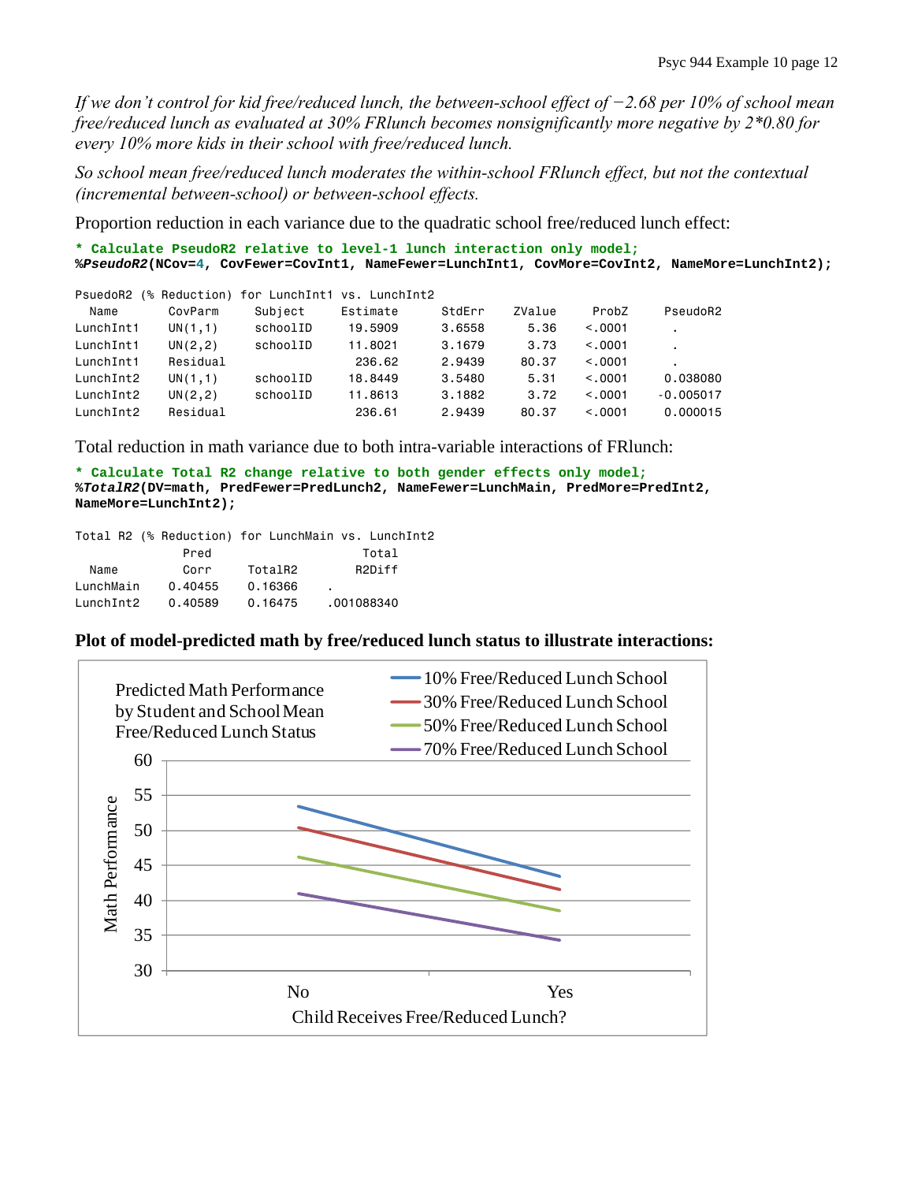*If we don't control for kid free/reduced lunch, the between-school effect of −2.68 per 10% of school mean free/reduced lunch as evaluated at 30% FRlunch becomes nonsignificantly more negative by 2\*0.80 for every 10% more kids in their school with free/reduced lunch.*

*So school mean free/reduced lunch moderates the within-school FRlunch effect, but not the contextual (incremental between-school) or between-school effects.*

Proportion reduction in each variance due to the quadratic school free/reduced lunch effect:

```
* Calculate PseudoR2 relative to level-1 lunch interaction only model;
%PseudoR2(NCov=4, CovFewer=CovInt1, NameFewer=LunchInt1, CovMore=CovInt2, NameMore=LunchInt2);
```

PsuedoR2 (% Reduction) for LunchInt1 vs. LunchInt2

| Name | CovParm | Subject | Estimate | StdErr | ZValue | ProbZ | PseudoR2 |
|---|---|---|---|---|---|---|---|
| LunchInt1 | UN(1,1) | schoolID | 19.5909 | 3.6558 | 5.36 | <.0001 | . |
| LunchInt1 | UN(2,2) | schoolID | 11.8021 | 3.1679 | 3.73 | <.0001 | . |
| LunchInt1 | Residual | | 236.62 | 2.9439 | 80.37 | <.0001 | . |
| LunchInt2 | UN(1,1) | schoolID | 18.8449 | 3.5480 | 5.31 | <.0001 | 0.038080 |
| LunchInt2 | UN(2,2) | schoolID | 11.8613 | 3.1882 | 3.72 | <.0001 | -0.005017 |
| LunchInt2 | Residual | | 236.61 | 2.9439 | 80.37 | <.0001 | 0.000015 |

Total reduction in math variance due to both intra-variable interactions of FRlunch:

```
* Calculate Total R2 change relative to both gender effects only model;
%TotalR2(DV=math, PredFewer=PredLunch2, NameFewer=LunchMain, PredMore=PredInt2,
NameMore=LunchInt2);
```

Total R2 (% Reduction) for LunchMain vs. LunchInt2

| Name | Pred Corr | TotalR2 | Total R2Diff |
|---|---|---|---|
| LunchMain | 0.40455 | 0.16366 | . |
| LunchInt2 | 0.40589 | 0.16475 | .001088340 |

**Plot of model-predicted math by free/reduced lunch status to illustrate interactions:**

Predicted Math Performance by Student and School Mean Free/Reduced Lunch Status

10% Free/Reduced Lunch School
30% Free/Reduced Lunch School
50% Free/Reduced Lunch School
70% Free/Reduced Lunch School

Math Performance

60
55
50
45
40
35
30

No
Yes

Child Receives Free/Reduced Lunch?